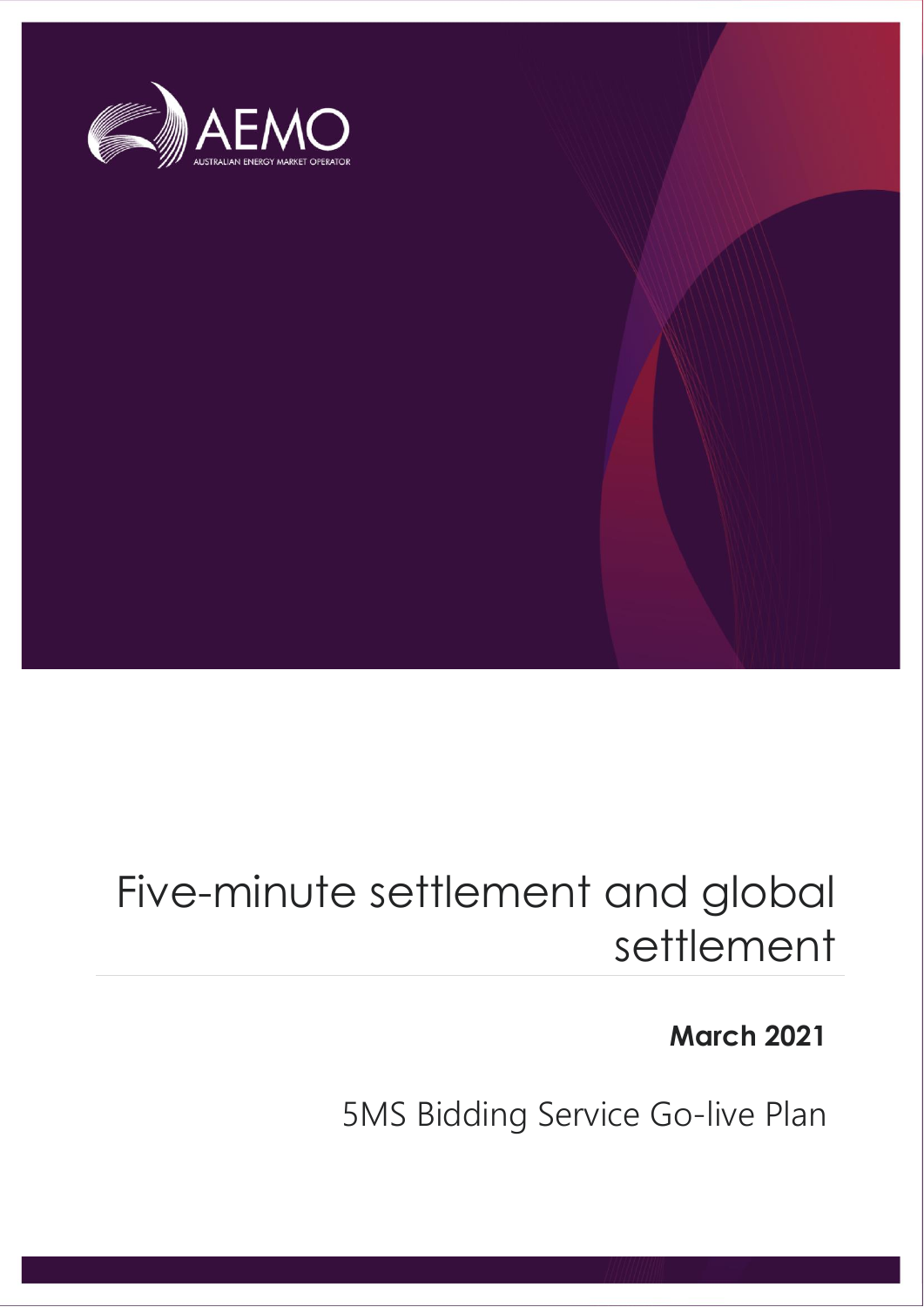AEMO

AUSTRALIAN ENERGY MARKET OPERATOR

# Five-minute settlement and global settlement

**March 2021**

5MS Bidding Service Go-live Plan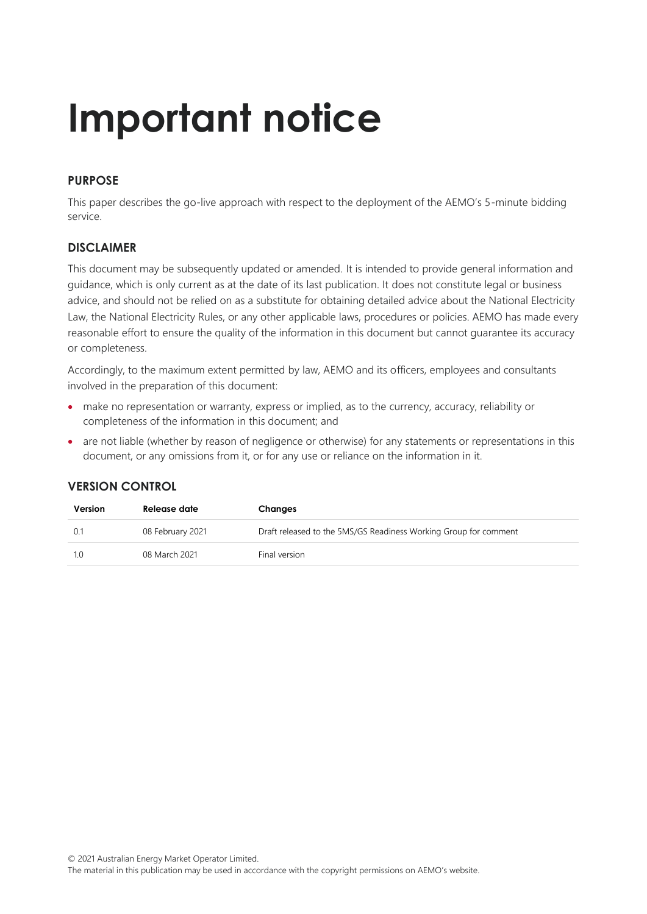# Important notice

## PURPOSE

This paper describes the go-live approach with respect to the deployment of the AEMO's 5-minute bidding service.

## DISCLAIMER

This document may be subsequently updated or amended. It is intended to provide general information and guidance, which is only current as at the date of its last publication. It does not constitute legal or business advice, and should not be relied on as a substitute for obtaining detailed advice about the National Electricity Law, the National Electricity Rules, or any other applicable laws, procedures or policies. AEMO has made every reasonable effort to ensure the quality of the information in this document but cannot guarantee its accuracy or completeness.

Accordingly, to the maximum extent permitted by law, AEMO and its officers, employees and consultants involved in the preparation of this document:

- make no representation or warranty, express or implied, as to the currency, accuracy, reliability or completeness of the information in this document; and
- are not liable (whether by reason of negligence or otherwise) for any statements or representations in this document, or any omissions from it, or for any use or reliance on the information in it.

## VERSION CONTROL

| Version | Release date | Changes |
|---|---|---|
| 0.1 | 08 February 2021 | Draft released to the 5MS/GS Readiness Working Group for comment |
| 1.0 | 08 March 2021 | Final version |

© 2021 Australian Energy Market Operator Limited.
The material in this publication may be used in accordance with the copyright permissions on AEMO's website.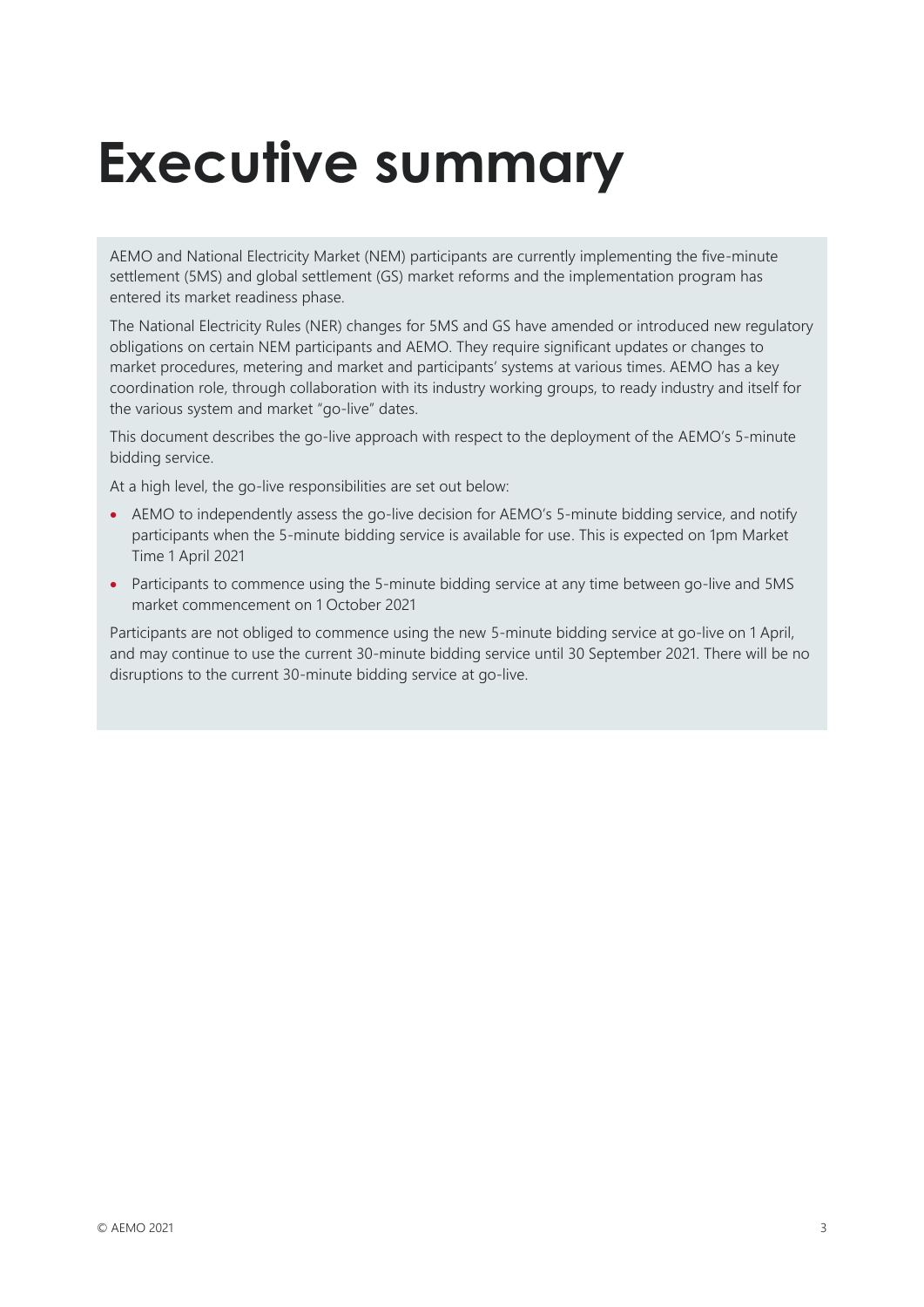# Executive summary

AEMO and National Electricity Market (NEM) participants are currently implementing the five-minute settlement (5MS) and global settlement (GS) market reforms and the implementation program has entered its market readiness phase.

The National Electricity Rules (NER) changes for 5MS and GS have amended or introduced new regulatory obligations on certain NEM participants and AEMO. They require significant updates or changes to market procedures, metering and market and participants' systems at various times. AEMO has a key coordination role, through collaboration with its industry working groups, to ready industry and itself for the various system and market "go-live" dates.

This document describes the go-live approach with respect to the deployment of the AEMO's 5-minute bidding service.

At a high level, the go-live responsibilities are set out below:

- AEMO to independently assess the go-live decision for AEMO's 5-minute bidding service, and notify participants when the 5-minute bidding service is available for use. This is expected on 1pm Market Time 1 April 2021
- Participants to commence using the 5-minute bidding service at any time between go-live and 5MS market commencement on 1 October 2021

Participants are not obliged to commence using the new 5-minute bidding service at go-live on 1 April, and may continue to use the current 30-minute bidding service until 30 September 2021. There will be no disruptions to the current 30-minute bidding service at go-live.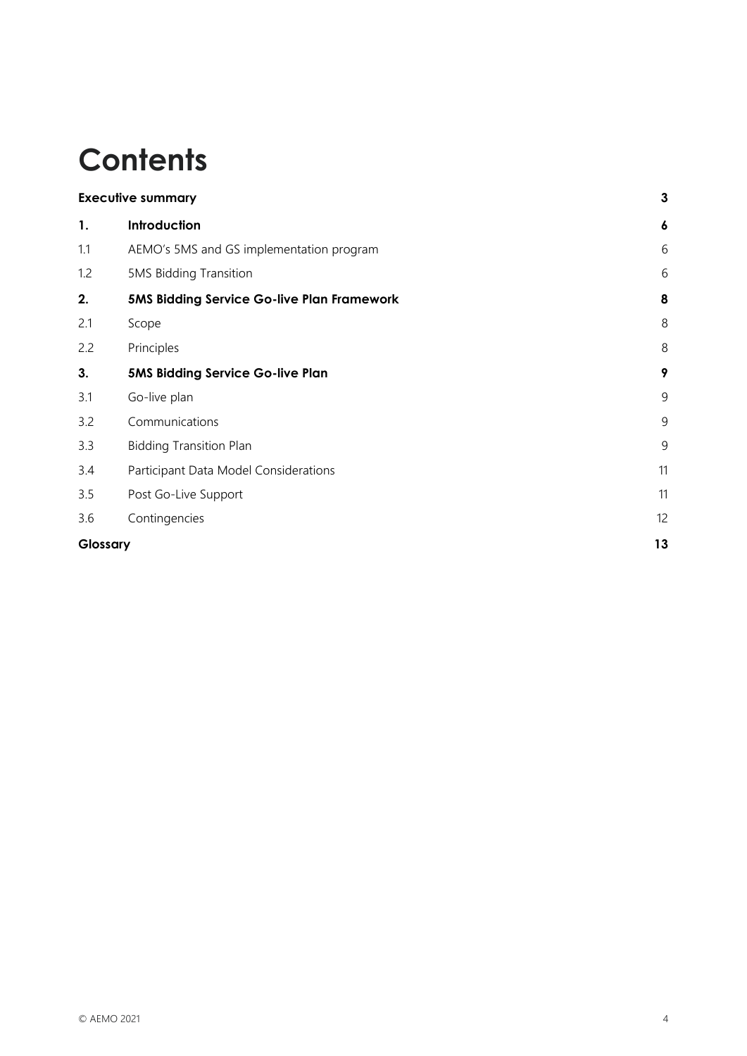# Contents

| | | |
|---|---|---|
| **Executive summary** | | **3** |
| **1.** | **Introduction** | **6** |
| 1.1 | AEMO's 5MS and GS implementation program | 6 |
| 1.2 | 5MS Bidding Transition | 6 |
| **2.** | **5MS Bidding Service Go-live Plan Framework** | **8** |
| 2.1 | Scope | 8 |
| 2.2 | Principles | 8 |
| **3.** | **5MS Bidding Service Go-live Plan** | **9** |
| 3.1 | Go-live plan | 9 |
| 3.2 | Communications | 9 |
| 3.3 | Bidding Transition Plan | 9 |
| 3.4 | Participant Data Model Considerations | 11 |
| 3.5 | Post Go-Live Support | 11 |
| 3.6 | Contingencies | 12 |
| **Glossary** | | **13** |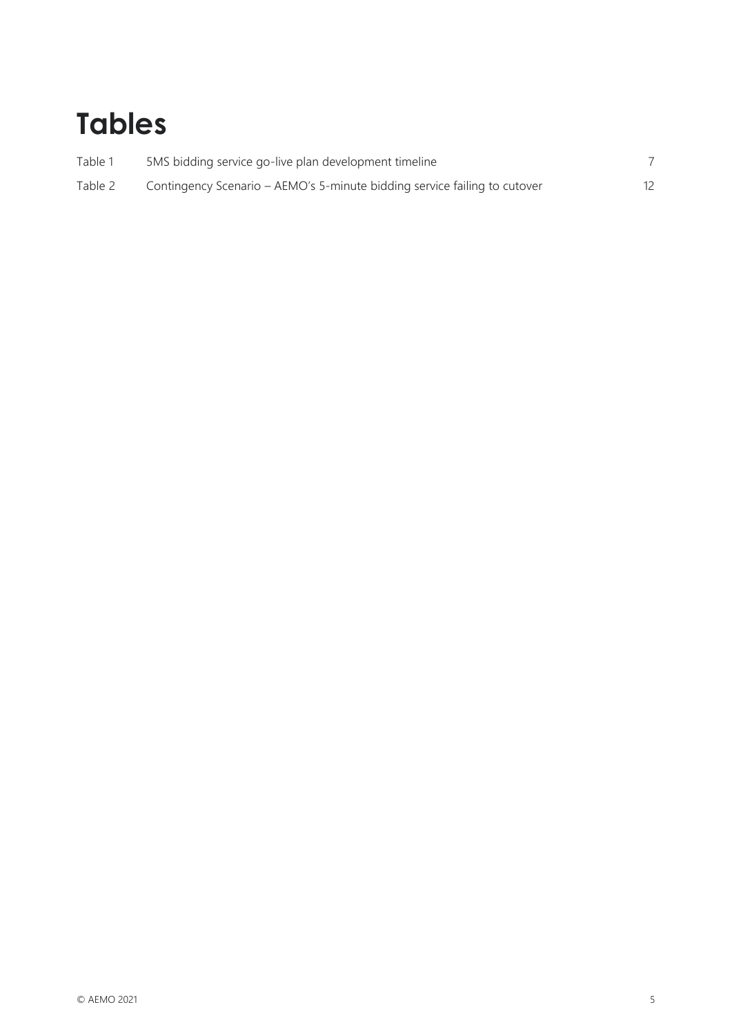# Tables

| | | |
|---|---|---|
| Table 1 | 5MS bidding service go-live plan development timeline | 7 |
| Table 2 | Contingency Scenario – AEMO's 5-minute bidding service failing to cutover | 12 |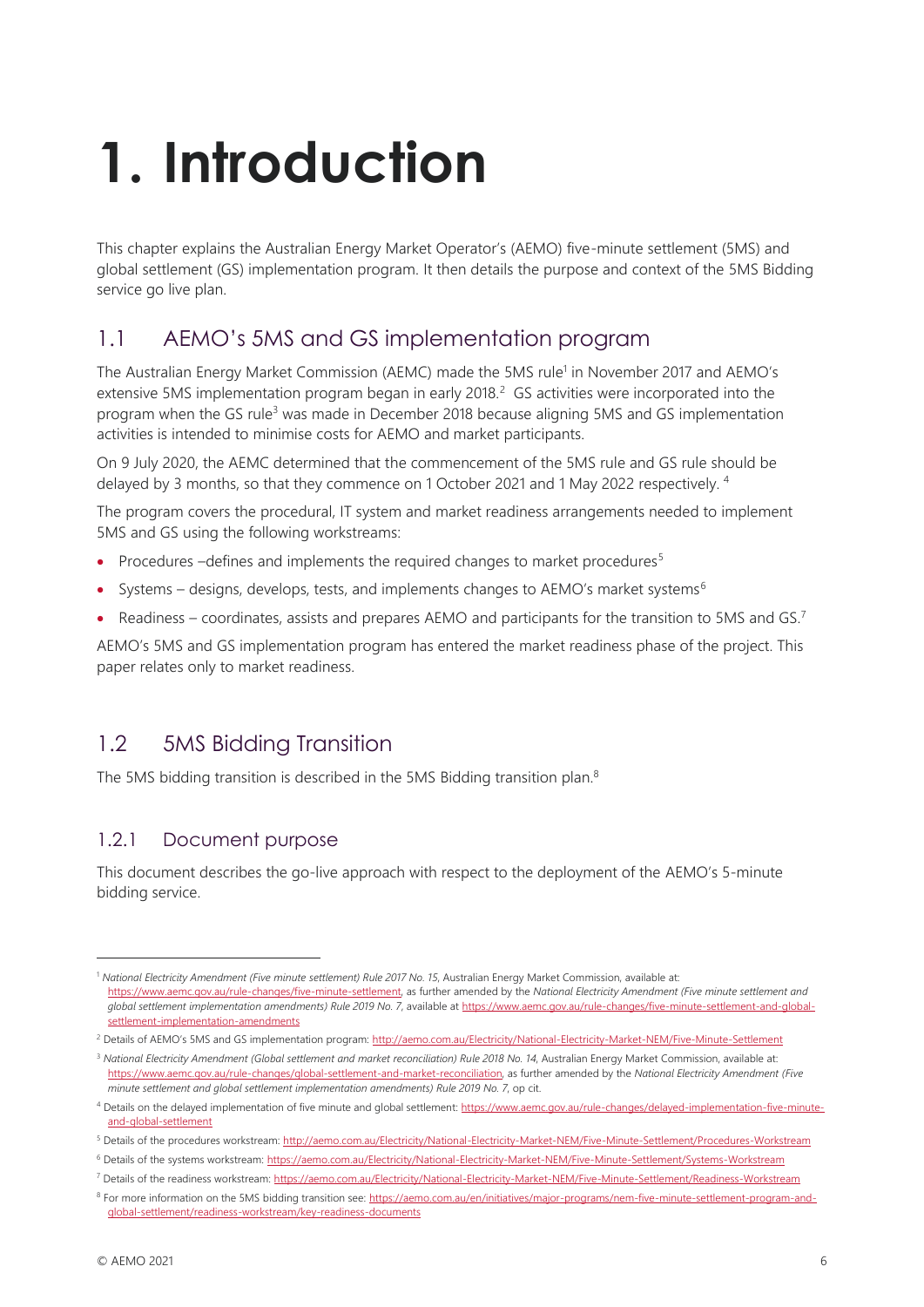# 1. Introduction

This chapter explains the Australian Energy Market Operator's (AEMO) five-minute settlement (5MS) and global settlement (GS) implementation program. It then details the purpose and context of the 5MS Bidding service go live plan.

## 1.1 AEMO's 5MS and GS implementation program

The Australian Energy Market Commission (AEMC) made the 5MS rule[1] in November 2017 and AEMO's extensive 5MS implementation program began in early 2018.[2] GS activities were incorporated into the program when the GS rule[3] was made in December 2018 because aligning 5MS and GS implementation activities is intended to minimise costs for AEMO and market participants.

On 9 July 2020, the AEMC determined that the commencement of the 5MS rule and GS rule should be delayed by 3 months, so that they commence on 1 October 2021 and 1 May 2022 respectively.[4]

The program covers the procedural, IT system and market readiness arrangements needed to implement 5MS and GS using the following workstreams:

- Procedures –defines and implements the required changes to market procedures[5]
- Systems – designs, develops, tests, and implements changes to AEMO's market systems[6]
- Readiness – coordinates, assists and prepares AEMO and participants for the transition to 5MS and GS.[7]

AEMO's 5MS and GS implementation program has entered the market readiness phase of the project. This paper relates only to market readiness.

## 1.2 5MS Bidding Transition

The 5MS bidding transition is described in the 5MS Bidding transition plan.[8]

### 1.2.1 Document purpose

This document describes the go-live approach with respect to the deployment of the AEMO's 5-minute bidding service.

---

[1] *National Electricity Amendment (Five minute settlement) Rule 2017 No. 15*, Australian Energy Market Commission, available at: https://www.aemc.gov.au/rule-changes/five-minute-settlement, as further amended by the *National Electricity Amendment (Five minute settlement and global settlement implementation amendments) Rule 2019 No. 7*, available at https://www.aemc.gov.au/rule-changes/five-minute-settlement-and-global-settlement-implementation-amendments

[2] Details of AEMO's 5MS and GS implementation program: http://aemo.com.au/Electricity/National-Electricity-Market-NEM/Five-Minute-Settlement

[3] *National Electricity Amendment (Global settlement and market reconciliation) Rule 2018 No. 14*, Australian Energy Market Commission, available at: https://www.aemc.gov.au/rule-changes/global-settlement-and-market-reconciliation, as further amended by the *National Electricity Amendment (Five minute settlement and global settlement implementation amendments) Rule 2019 No. 7*, op cit.

[4] Details on the delayed implementation of five minute and global settlement: https://www.aemc.gov.au/rule-changes/delayed-implementation-five-minute-and-global-settlement

[5] Details of the procedures workstream: http://aemo.com.au/Electricity/National-Electricity-Market-NEM/Five-Minute-Settlement/Procedures-Workstream

[6] Details of the systems workstream: https://aemo.com.au/Electricity/National-Electricity-Market-NEM/Five-Minute-Settlement/Systems-Workstream

[7] Details of the readiness workstream: https://aemo.com.au/Electricity/National-Electricity-Market-NEM/Five-Minute-Settlement/Readiness-Workstream

[8] For more information on the 5MS bidding transition see: https://aemo.com.au/en/initiatives/major-programs/nem-five-minute-settlement-program-and-global-settlement/readiness-workstream/key-readiness-documents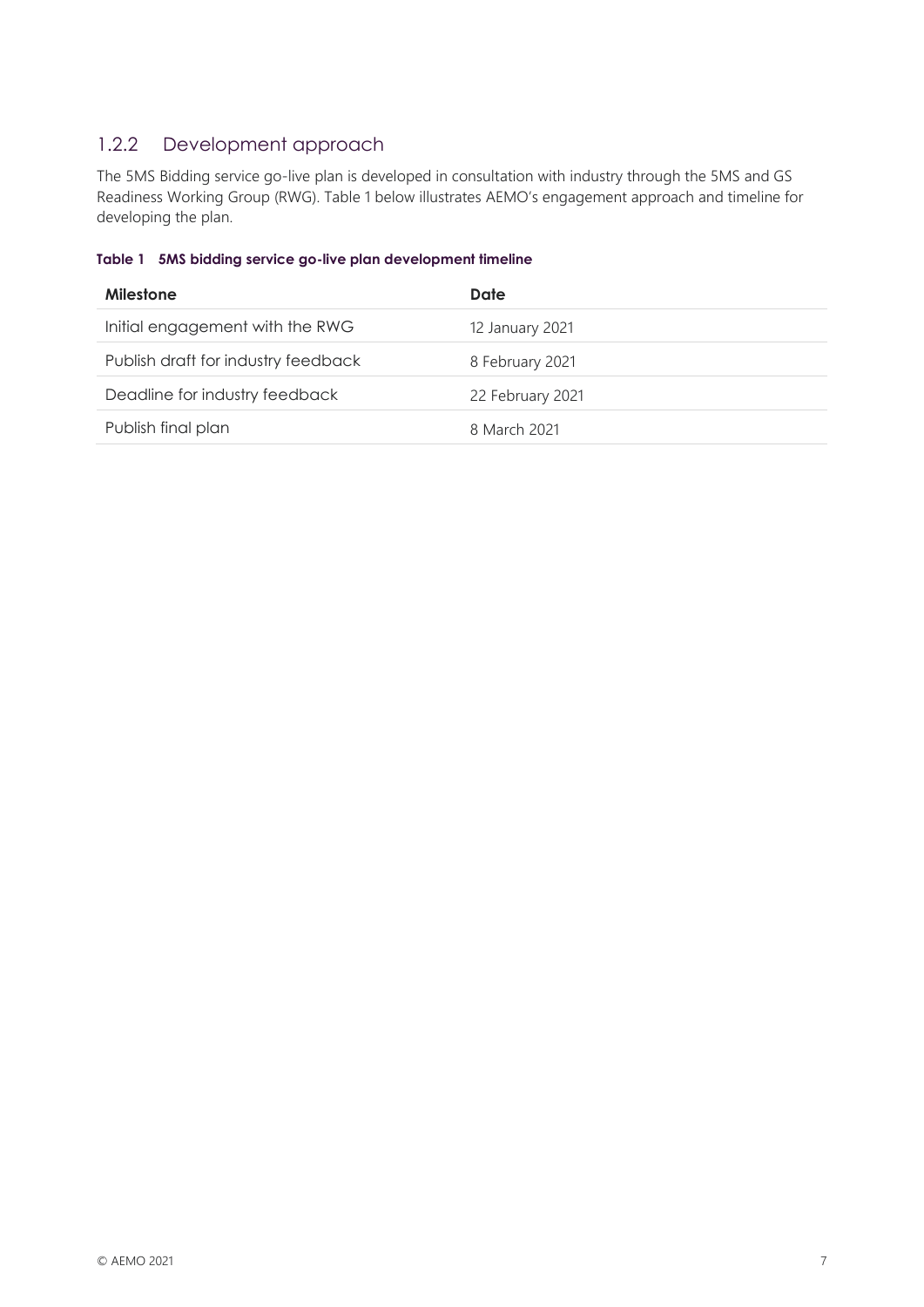### 1.2.2 Development approach

The 5MS Bidding service go-live plan is developed in consultation with industry through the 5MS and GS Readiness Working Group (RWG). Table 1 below illustrates AEMO's engagement approach and timeline for developing the plan.

**Table 1 5MS bidding service go-live plan development timeline**

| Milestone | Date |
| --- | --- |
| Initial engagement with the RWG | 12 January 2021 |
| Publish draft for industry feedback | 8 February 2021 |
| Deadline for industry feedback | 22 February 2021 |
| Publish final plan | 8 March 2021 |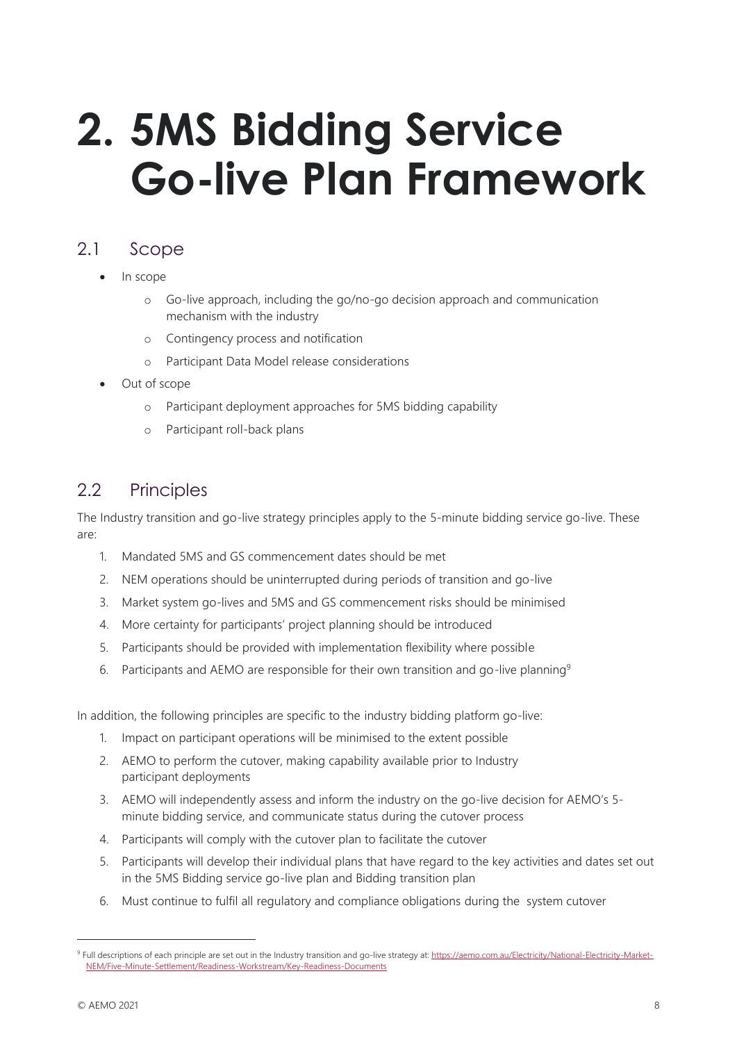# 2. 5MS Bidding Service Go-live Plan Framework

## 2.1 Scope

- In scope
  - Go-live approach, including the go/no-go decision approach and communication mechanism with the industry
  - Contingency process and notification
  - Participant Data Model release considerations
- Out of scope
  - Participant deployment approaches for 5MS bidding capability
  - Participant roll-back plans

## 2.2 Principles

The Industry transition and go-live strategy principles apply to the 5-minute bidding service go-live. These are:

1. Mandated 5MS and GS commencement dates should be met
2. NEM operations should be uninterrupted during periods of transition and go-live
3. Market system go-lives and 5MS and GS commencement risks should be minimised
4. More certainty for participants' project planning should be introduced
5. Participants should be provided with implementation flexibility where possible
6. Participants and AEMO are responsible for their own transition and go-live planning[9]

In addition, the following principles are specific to the industry bidding platform go-live:

1. Impact on participant operations will be minimised to the extent possible
2. AEMO to perform the cutover, making capability available prior to Industry participant deployments
3. AEMO will independently assess and inform the industry on the go-live decision for AEMO's 5-minute bidding service, and communicate status during the cutover process
4. Participants will comply with the cutover plan to facilitate the cutover
5. Participants will develop their individual plans that have regard to the key activities and dates set out in the 5MS Bidding service go-live plan and Bidding transition plan
6. Must continue to fulfil all regulatory and compliance obligations during the system cutover

[9] Full descriptions of each principle are set out in the Industry transition and go-live strategy at: https://aemo.com.au/Electricity/National-Electricity-Market-NEM/Five-Minute-Settlement/Readiness-Workstream/Key-Readiness-Documents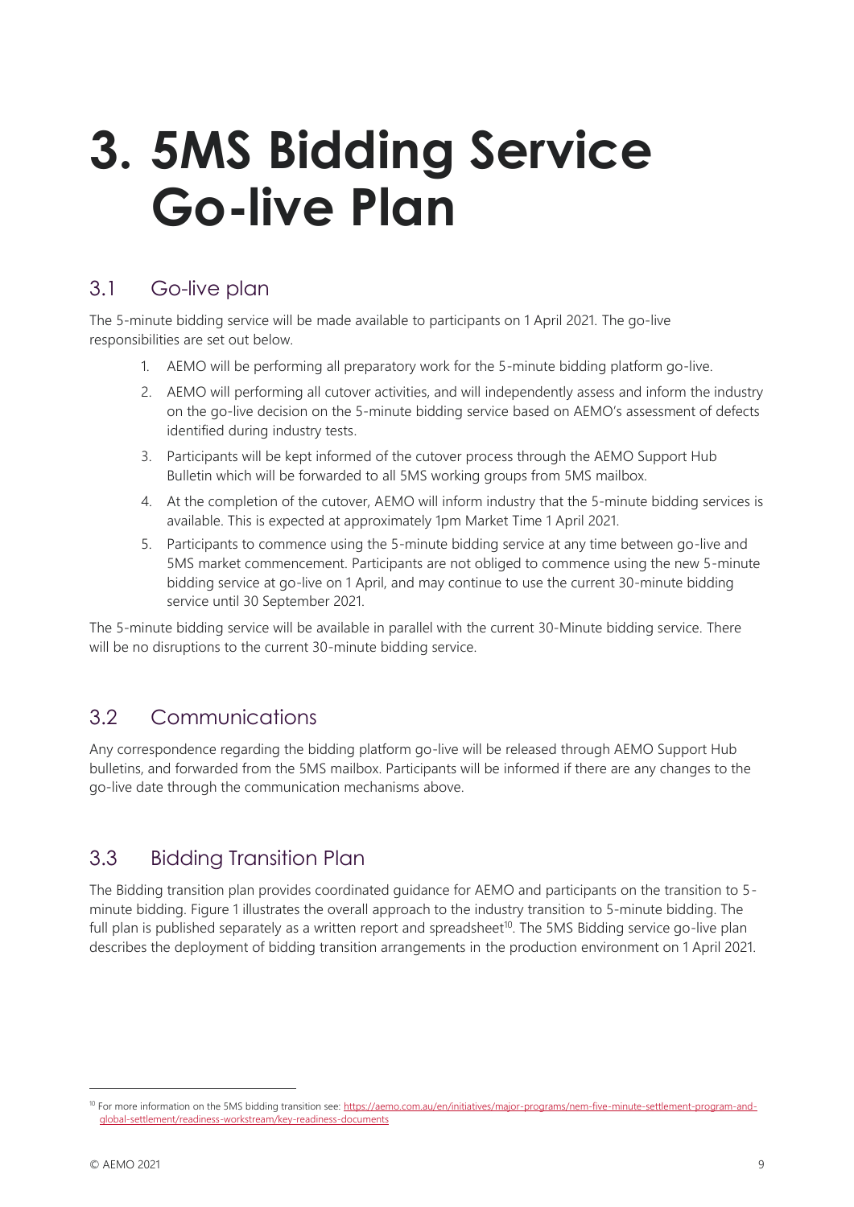# 3. 5MS Bidding Service Go-live Plan

## 3.1 Go-live plan

The 5-minute bidding service will be made available to participants on 1 April 2021. The go-live responsibilities are set out below.

1. AEMO will be performing all preparatory work for the 5-minute bidding platform go-live.
2. AEMO will performing all cutover activities, and will independently assess and inform the industry on the go-live decision on the 5-minute bidding service based on AEMO's assessment of defects identified during industry tests.
3. Participants will be kept informed of the cutover process through the AEMO Support Hub Bulletin which will be forwarded to all 5MS working groups from 5MS mailbox.
4. At the completion of the cutover, AEMO will inform industry that the 5-minute bidding services is available. This is expected at approximately 1pm Market Time 1 April 2021.
5. Participants to commence using the 5-minute bidding service at any time between go-live and 5MS market commencement. Participants are not obliged to commence using the new 5-minute bidding service at go-live on 1 April, and may continue to use the current 30-minute bidding service until 30 September 2021.

The 5-minute bidding service will be available in parallel with the current 30-Minute bidding service. There will be no disruptions to the current 30-minute bidding service.

## 3.2 Communications

Any correspondence regarding the bidding platform go-live will be released through AEMO Support Hub bulletins, and forwarded from the 5MS mailbox. Participants will be informed if there are any changes to the go-live date through the communication mechanisms above.

## 3.3 Bidding Transition Plan

The Bidding transition plan provides coordinated guidance for AEMO and participants on the transition to 5-minute bidding. Figure 1 illustrates the overall approach to the industry transition to 5-minute bidding. The full plan is published separately as a written report and spreadsheet[10]. The 5MS Bidding service go-live plan describes the deployment of bidding transition arrangements in the production environment on 1 April 2021.

---

[10] For more information on the 5MS bidding transition see: https://aemo.com.au/en/initiatives/major-programs/nem-five-minute-settlement-program-and-global-settlement/readiness-workstream/key-readiness-documents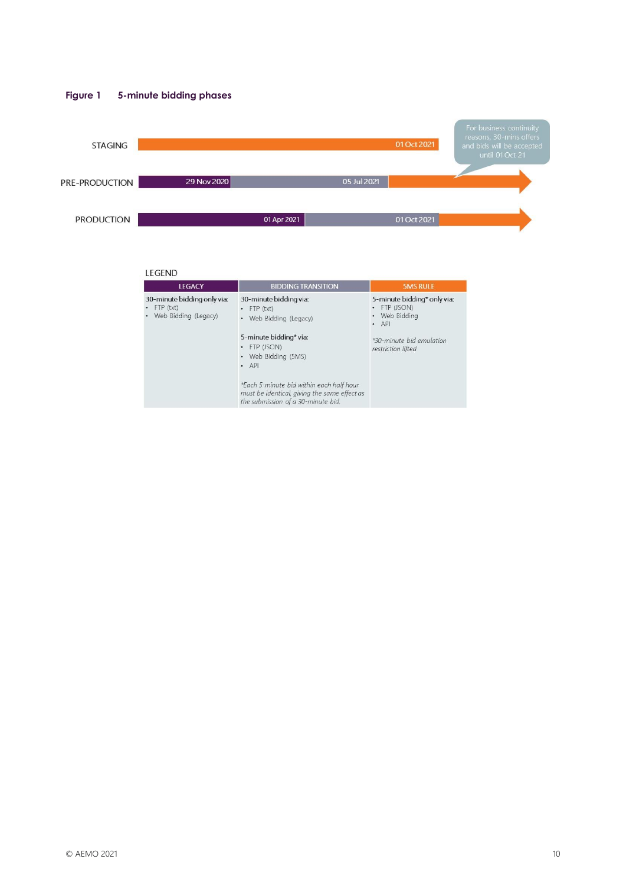**Figure 1 5-minute bidding phases**

| Environment | Timeline |
| --- | --- |
| STAGING | 01 Oct 2021 |
| PRE-PRODUCTION | 29 Nov 2020 → 05 Jul 2021 → |
| PRODUCTION | 01 Apr 2021 → 01 Oct 2021 → |

For business continuity reasons, 30-mins offers and bids will be accepted until 01 Oct 21

LEGEND

| LEGACY | BIDDING TRANSITION | 5MS RULE |
| --- | --- | --- |
| 30-minute bidding only via:<br>• FTP (txt)<br>• Web Bidding (Legacy) | 30-minute bidding via:<br>• FTP (txt)<br>• Web Bidding (Legacy)<br><br>5-minute bidding* via:<br>• FTP (JSON)<br>• Web Bidding (5MS)<br>• API<br><br>*Each 5-minute bid within each half hour must be identical, giving the same effect as the submission of a 30-minute bid. | 5-minute bidding* only via:<br>• FTP (JSON)<br>• Web Bidding<br>• API<br><br>*30-minute bid emulation restriction lifted |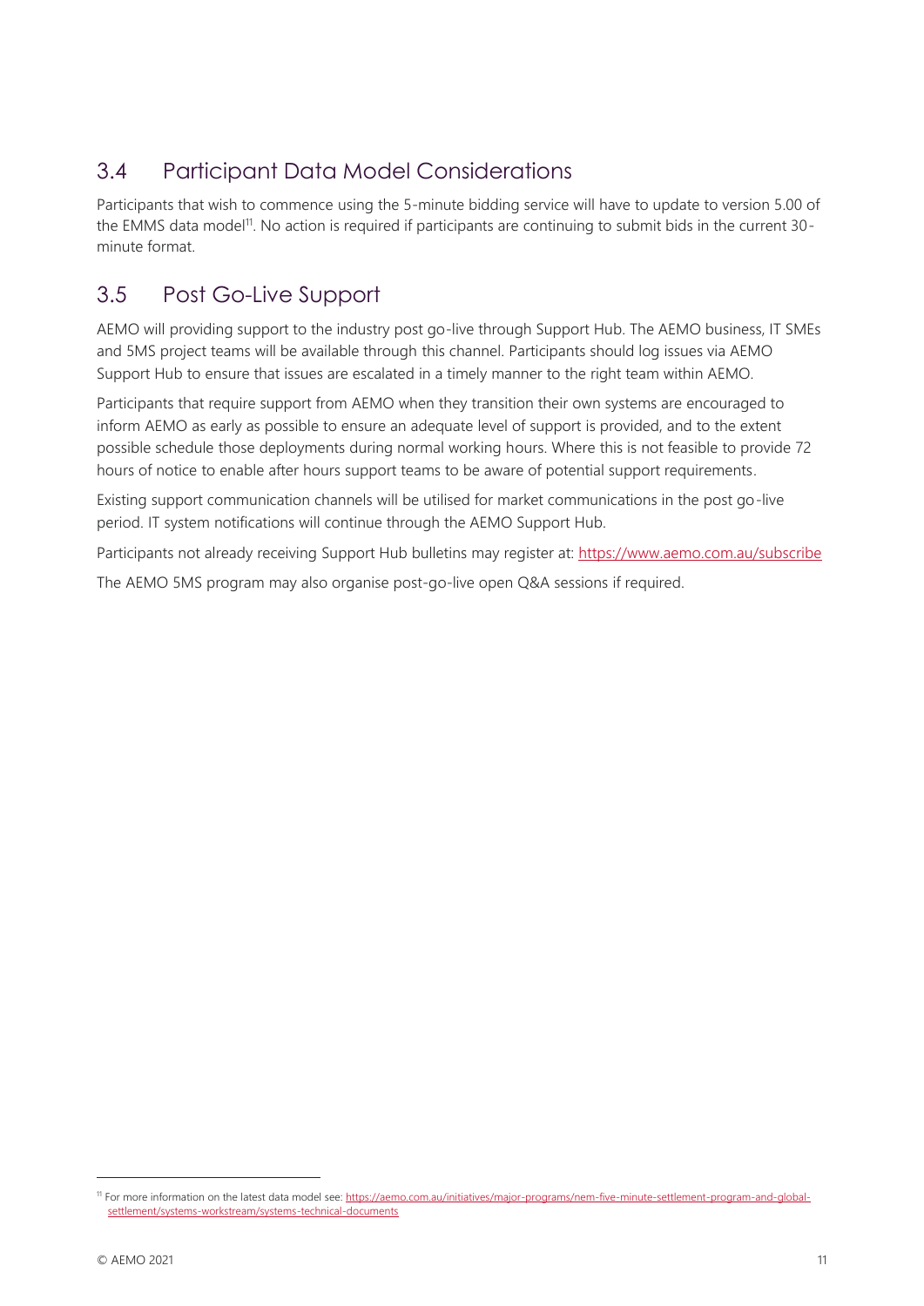## 3.4 Participant Data Model Considerations

Participants that wish to commence using the 5-minute bidding service will have to update to version 5.00 of the EMMS data model[11]. No action is required if participants are continuing to submit bids in the current 30-minute format.

## 3.5 Post Go-Live Support

AEMO will providing support to the industry post go-live through Support Hub. The AEMO business, IT SMEs and 5MS project teams will be available through this channel. Participants should log issues via AEMO Support Hub to ensure that issues are escalated in a timely manner to the right team within AEMO.

Participants that require support from AEMO when they transition their own systems are encouraged to inform AEMO as early as possible to ensure an adequate level of support is provided, and to the extent possible schedule those deployments during normal working hours. Where this is not feasible to provide 72 hours of notice to enable after hours support teams to be aware of potential support requirements.

Existing support communication channels will be utilised for market communications in the post go-live period. IT system notifications will continue through the AEMO Support Hub.

Participants not already receiving Support Hub bulletins may register at: https://www.aemo.com.au/subscribe

The AEMO 5MS program may also organise post-go-live open Q&A sessions if required.

[11] For more information on the latest data model see: https://aemo.com.au/initiatives/major-programs/nem-five-minute-settlement-program-and-global-settlement/systems-workstream/systems-technical-documents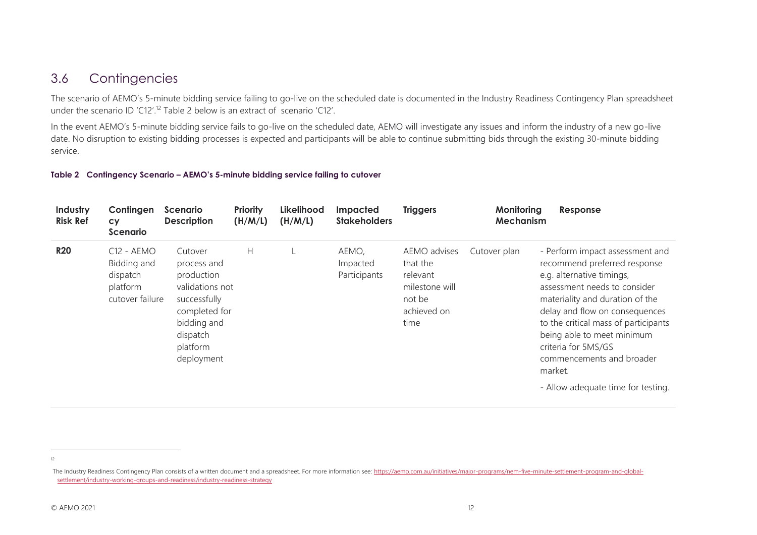## 3.6 Contingencies

The scenario of AEMO's 5-minute bidding service failing to go-live on the scheduled date is documented in the Industry Readiness Contingency Plan spreadsheet under the scenario ID 'C12'.[12] Table 2 below is an extract of scenario 'C12'.

In the event AEMO's 5-minute bidding service fails to go-live on the scheduled date, AEMO will investigate any issues and inform the industry of a new go-live date. No disruption to existing bidding processes is expected and participants will be able to continue submitting bids through the existing 30-minute bidding service.

**Table 2 Contingency Scenario – AEMO's 5-minute bidding service failing to cutover**

| Industry Risk Ref | Contingency Scenario | Scenario Description | Priority (H/M/L) | Likelihood (H/M/L) | Impacted Stakeholders | Triggers | Monitoring Mechanism | Response |
|---|---|---|---|---|---|---|---|---|
| **R20** | C12 - AEMO Bidding and dispatch platform cutover failure | Cutover process and production validations not successfully completed for bidding and dispatch platform deployment | H | L | AEMO, Impacted Participants | AEMO advises that the relevant milestone will not be achieved on time | Cutover plan | - Perform impact assessment and recommend preferred response e.g. alternative timings, assessment needs to consider materiality and duration of the delay and flow on consequences to the critical mass of participants being able to meet minimum criteria for 5MS/GS commencements and broader market.<br>- Allow adequate time for testing. |

[12] The Industry Readiness Contingency Plan consists of a written document and a spreadsheet. For more information see: https://aemo.com.au/initiatives/major-programs/nem-five-minute-settlement-program-and-global-settlement/industry-working-groups-and-readiness/industry-readiness-strategy

© AEMO 2021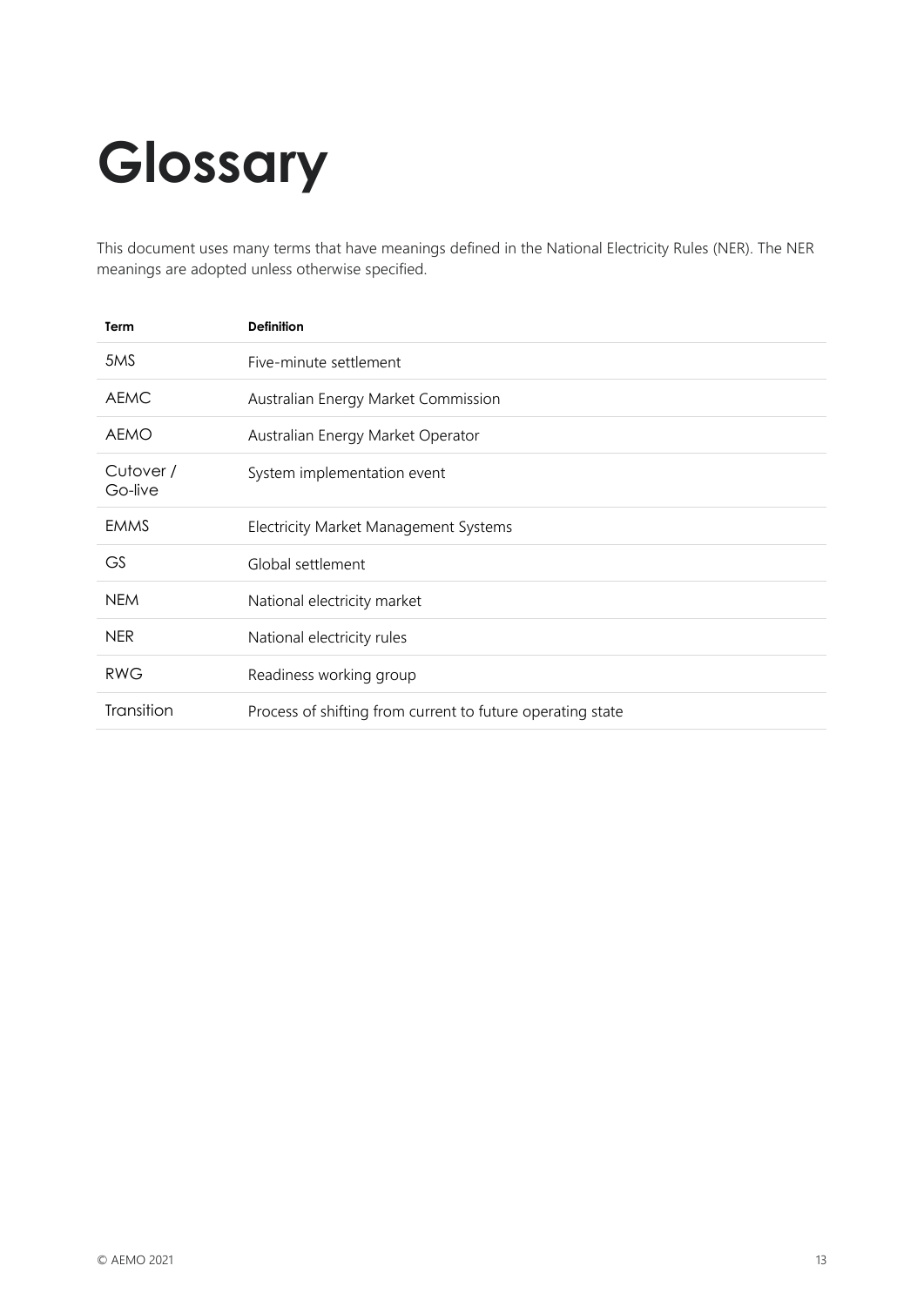# Glossary

This document uses many terms that have meanings defined in the National Electricity Rules (NER). The NER meanings are adopted unless otherwise specified.

| Term | Definition |
| --- | --- |
| 5MS | Five-minute settlement |
| AEMC | Australian Energy Market Commission |
| AEMO | Australian Energy Market Operator |
| Cutover / Go-live | System implementation event |
| EMMS | Electricity Market Management Systems |
| GS | Global settlement |
| NEM | National electricity market |
| NER | National electricity rules |
| RWG | Readiness working group |
| Transition | Process of shifting from current to future operating state |